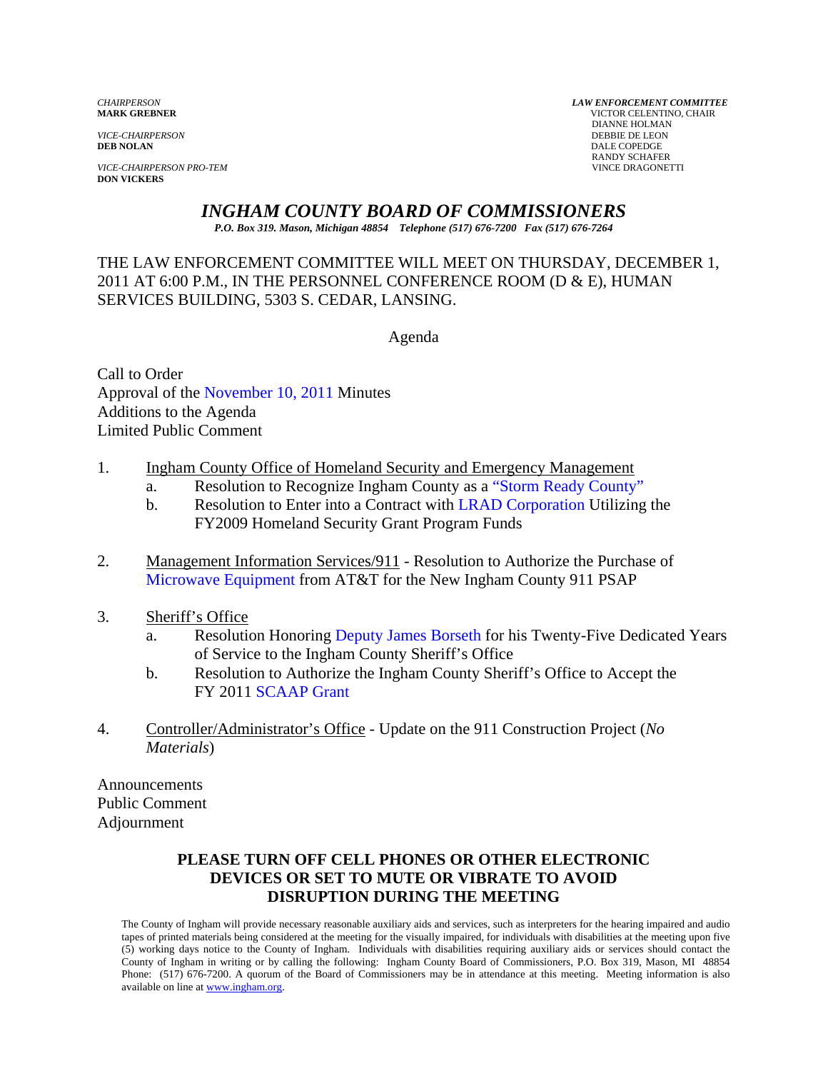*CHAIRPERSON*
**MARK GREBNER**

*VICE-CHAIRPERSON*
**DEB NOLAN**

*VICE-CHAIRPERSON PRO-TEM*
**DON VICKERS**

*LAW ENFORCEMENT COMMITTEE*
VICTOR CELENTINO, CHAIR
DIANNE HOLMAN
DEBBIE DE LEON
DALE COPEDGE
RANDY SCHAFER
VINCE DRAGONETTI

# *INGHAM COUNTY BOARD OF COMMISSIONERS*

***P.O. Box 319. Mason, Michigan 48854 Telephone (517) 676-7200 Fax (517) 676-7264***

THE LAW ENFORCEMENT COMMITTEE WILL MEET ON THURSDAY, DECEMBER 1, 2011 AT 6:00 P.M., IN THE PERSONNEL CONFERENCE ROOM (D & E), HUMAN SERVICES BUILDING, 5303 S. CEDAR, LANSING.

Agenda

Call to Order
Approval of the November 10, 2011 Minutes
Additions to the Agenda
Limited Public Comment

1. Ingham County Office of Homeland Security and Emergency Management
   a. Resolution to Recognize Ingham County as a "Storm Ready County"
   b. Resolution to Enter into a Contract with LRAD Corporation Utilizing the FY2009 Homeland Security Grant Program Funds

2. Management Information Services/911 - Resolution to Authorize the Purchase of Microwave Equipment from AT&T for the New Ingham County 911 PSAP

3. Sheriff's Office
   a. Resolution Honoring Deputy James Borseth for his Twenty-Five Dedicated Years of Service to the Ingham County Sheriff's Office
   b. Resolution to Authorize the Ingham County Sheriff's Office to Accept the FY 2011 SCAAP Grant

4. Controller/Administrator's Office - Update on the 911 Construction Project (*No Materials*)

Announcements
Public Comment
Adjournment

**PLEASE TURN OFF CELL PHONES OR OTHER ELECTRONIC DEVICES OR SET TO MUTE OR VIBRATE TO AVOID DISRUPTION DURING THE MEETING**

The County of Ingham will provide necessary reasonable auxiliary aids and services, such as interpreters for the hearing impaired and audio tapes of printed materials being considered at the meeting for the visually impaired, for individuals with disabilities at the meeting upon five (5) working days notice to the County of Ingham. Individuals with disabilities requiring auxiliary aids or services should contact the County of Ingham in writing or by calling the following: Ingham County Board of Commissioners, P.O. Box 319, Mason, MI 48854 Phone: (517) 676-7200. A quorum of the Board of Commissioners may be in attendance at this meeting. Meeting information is also available on line at www.ingham.org.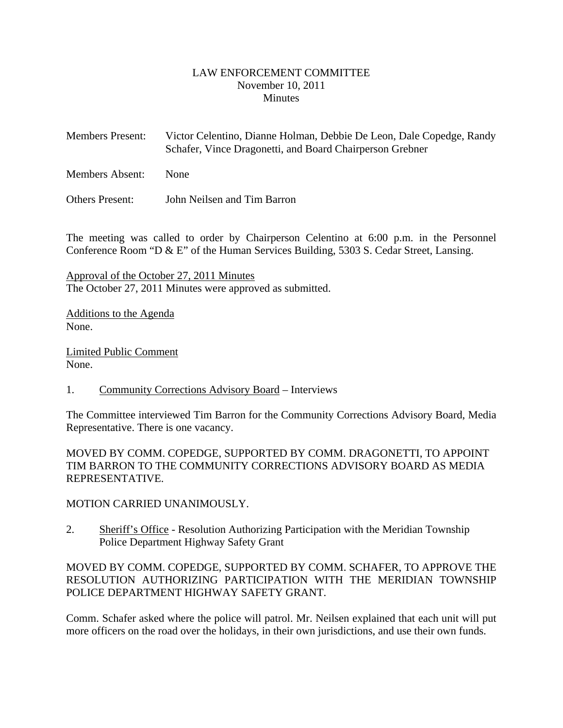# LAW ENFORCEMENT COMMITTEE
November 10, 2011
Minutes

Members Present: Victor Celentino, Dianne Holman, Debbie De Leon, Dale Copedge, Randy Schafer, Vince Dragonetti, and Board Chairperson Grebner

Members Absent: None

Others Present: John Neilsen and Tim Barron

The meeting was called to order by Chairperson Celentino at 6:00 p.m. in the Personnel Conference Room "D & E" of the Human Services Building, 5303 S. Cedar Street, Lansing.

Approval of the October 27, 2011 Minutes
The October 27, 2011 Minutes were approved as submitted.

Additions to the Agenda
None.

Limited Public Comment
None.

1. Community Corrections Advisory Board – Interviews

The Committee interviewed Tim Barron for the Community Corrections Advisory Board, Media Representative. There is one vacancy.

MOVED BY COMM. COPEDGE, SUPPORTED BY COMM. DRAGONETTI, TO APPOINT TIM BARRON TO THE COMMUNITY CORRECTIONS ADVISORY BOARD AS MEDIA REPRESENTATIVE.

MOTION CARRIED UNANIMOUSLY.

2. Sheriff's Office - Resolution Authorizing Participation with the Meridian Township Police Department Highway Safety Grant

MOVED BY COMM. COPEDGE, SUPPORTED BY COMM. SCHAFER, TO APPROVE THE RESOLUTION AUTHORIZING PARTICIPATION WITH THE MERIDIAN TOWNSHIP POLICE DEPARTMENT HIGHWAY SAFETY GRANT.

Comm. Schafer asked where the police will patrol. Mr. Neilsen explained that each unit will put more officers on the road over the holidays, in their own jurisdictions, and use their own funds.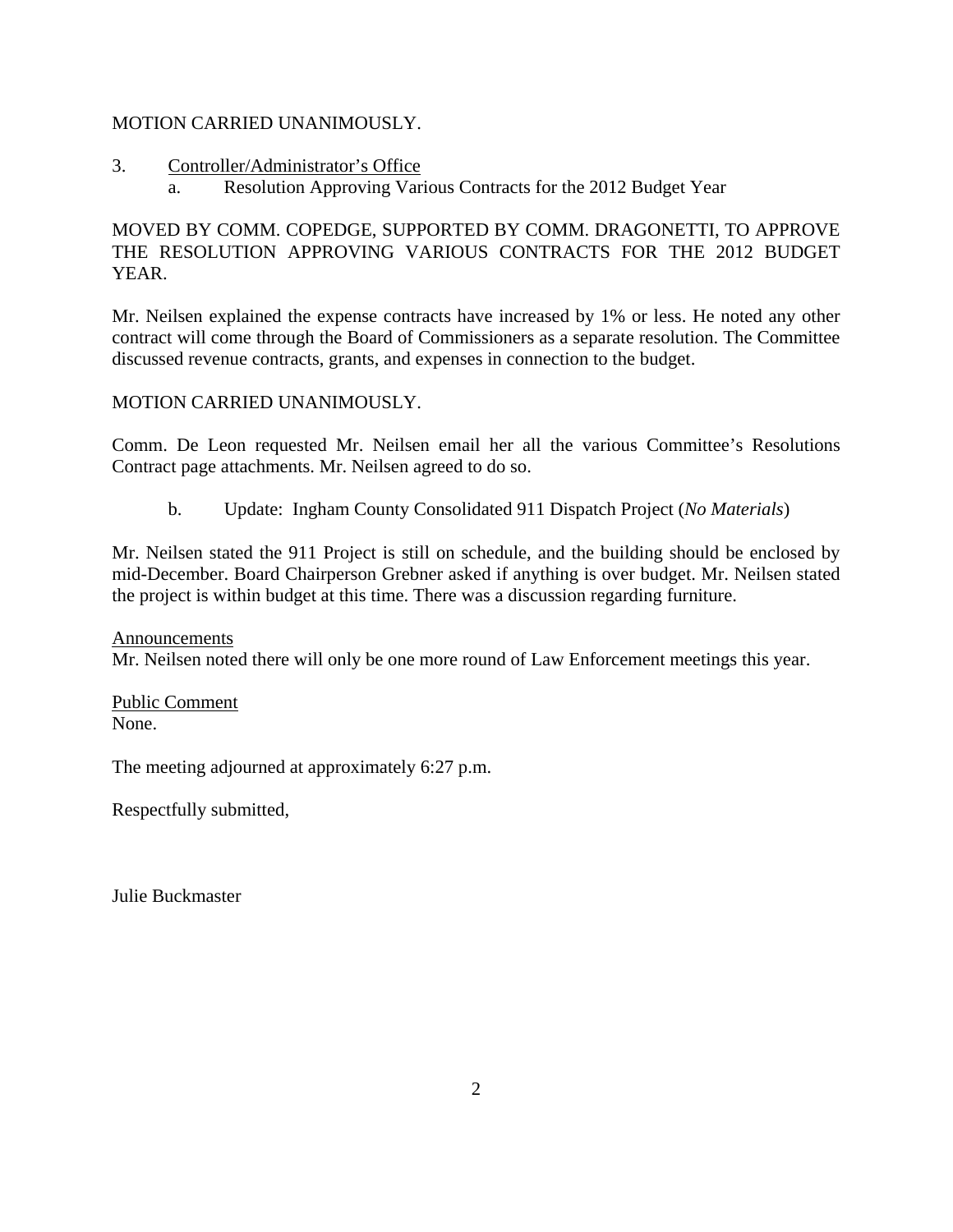MOTION CARRIED UNANIMOUSLY.

3. Controller/Administrator's Office
   a. Resolution Approving Various Contracts for the 2012 Budget Year

MOVED BY COMM. COPEDGE, SUPPORTED BY COMM. DRAGONETTI, TO APPROVE THE RESOLUTION APPROVING VARIOUS CONTRACTS FOR THE 2012 BUDGET YEAR.

Mr. Neilsen explained the expense contracts have increased by 1% or less. He noted any other contract will come through the Board of Commissioners as a separate resolution. The Committee discussed revenue contracts, grants, and expenses in connection to the budget.

MOTION CARRIED UNANIMOUSLY.

Comm. De Leon requested Mr. Neilsen email her all the various Committee's Resolutions Contract page attachments. Mr. Neilsen agreed to do so.

   b. Update: Ingham County Consolidated 911 Dispatch Project (*No Materials*)

Mr. Neilsen stated the 911 Project is still on schedule, and the building should be enclosed by mid-December. Board Chairperson Grebner asked if anything is over budget. Mr. Neilsen stated the project is within budget at this time. There was a discussion regarding furniture.

Announcements

Mr. Neilsen noted there will only be one more round of Law Enforcement meetings this year.

Public Comment

None.

The meeting adjourned at approximately 6:27 p.m.

Respectfully submitted,

Julie Buckmaster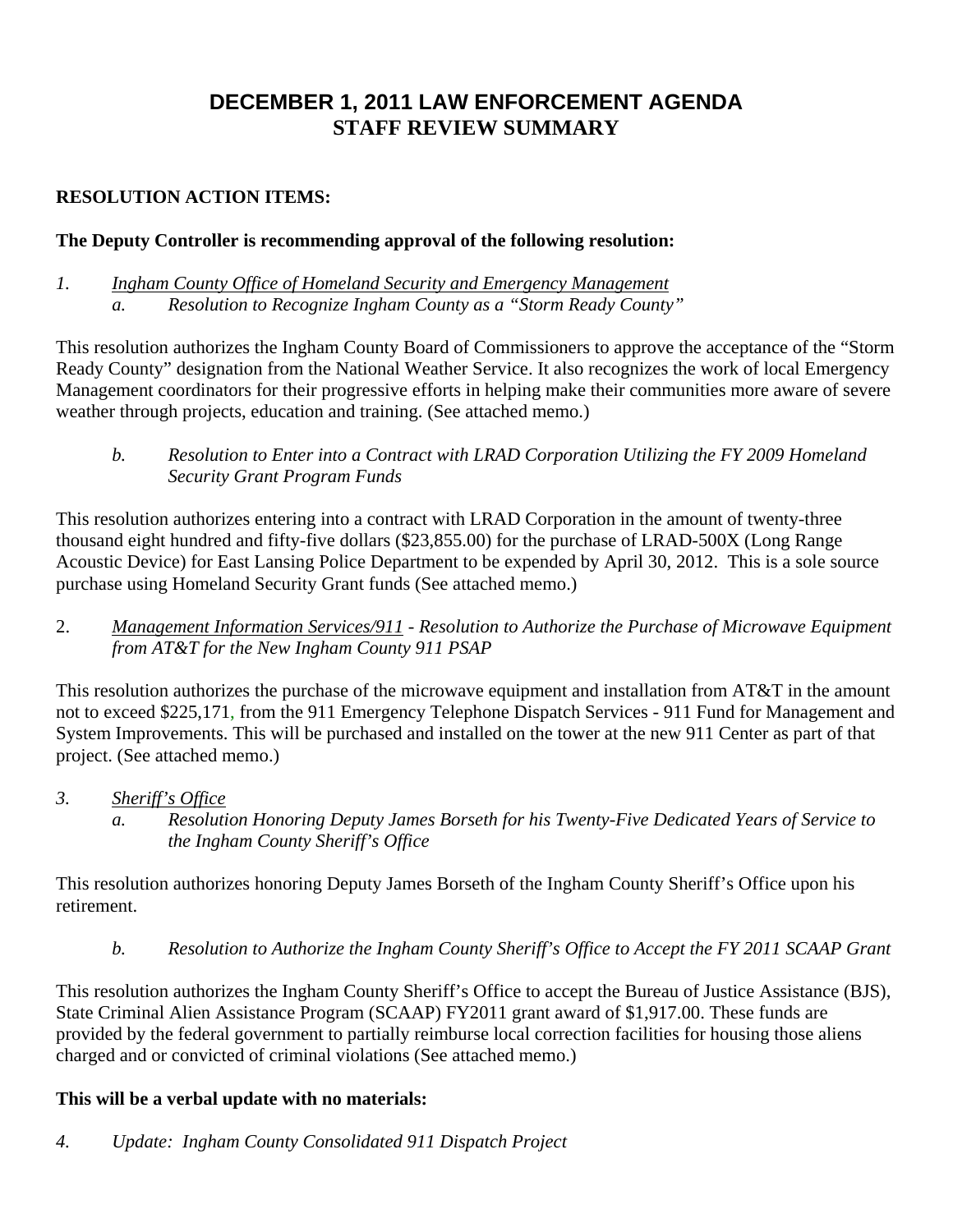# DECEMBER 1, 2011 LAW ENFORCEMENT AGENDA
## STAFF REVIEW SUMMARY

**RESOLUTION ACTION ITEMS:**

**The Deputy Controller is recommending approval of the following resolution:**

*1.* *<u>Ingham County Office of Homeland Security and Emergency Management</u>*
  *a. Resolution to Recognize Ingham County as a "Storm Ready County"*

This resolution authorizes the Ingham County Board of Commissioners to approve the acceptance of the "Storm Ready County" designation from the National Weather Service. It also recognizes the work of local Emergency Management coordinators for their progressive efforts in helping make their communities more aware of severe weather through projects, education and training. (See attached memo.)

  *b. Resolution to Enter into a Contract with LRAD Corporation Utilizing the FY 2009 Homeland Security Grant Program Funds*

This resolution authorizes entering into a contract with LRAD Corporation in the amount of twenty-three thousand eight hundred and fifty-five dollars ($23,855.00) for the purchase of LRAD-500X (Long Range Acoustic Device) for East Lansing Police Department to be expended by April 30, 2012. This is a sole source purchase using Homeland Security Grant funds (See attached memo.)

2. *<u>Management Information Services/911</u> - Resolution to Authorize the Purchase of Microwave Equipment from AT&T for the New Ingham County 911 PSAP*

This resolution authorizes the purchase of the microwave equipment and installation from AT&T in the amount not to exceed $225,171, from the 911 Emergency Telephone Dispatch Services - 911 Fund for Management and System Improvements. This will be purchased and installed on the tower at the new 911 Center as part of that project. (See attached memo.)

*3.* *<u>Sheriff's Office</u>*
  *a. Resolution Honoring Deputy James Borseth for his Twenty-Five Dedicated Years of Service to the Ingham County Sheriff's Office*

This resolution authorizes honoring Deputy James Borseth of the Ingham County Sheriff's Office upon his retirement.

  *b. Resolution to Authorize the Ingham County Sheriff's Office to Accept the FY 2011 SCAAP Grant*

This resolution authorizes the Ingham County Sheriff's Office to accept the Bureau of Justice Assistance (BJS), State Criminal Alien Assistance Program (SCAAP) FY2011 grant award of $1,917.00. These funds are provided by the federal government to partially reimburse local correction facilities for housing those aliens charged and or convicted of criminal violations (See attached memo.)

**This will be a verbal update with no materials:**

*4. Update: Ingham County Consolidated 911 Dispatch Project*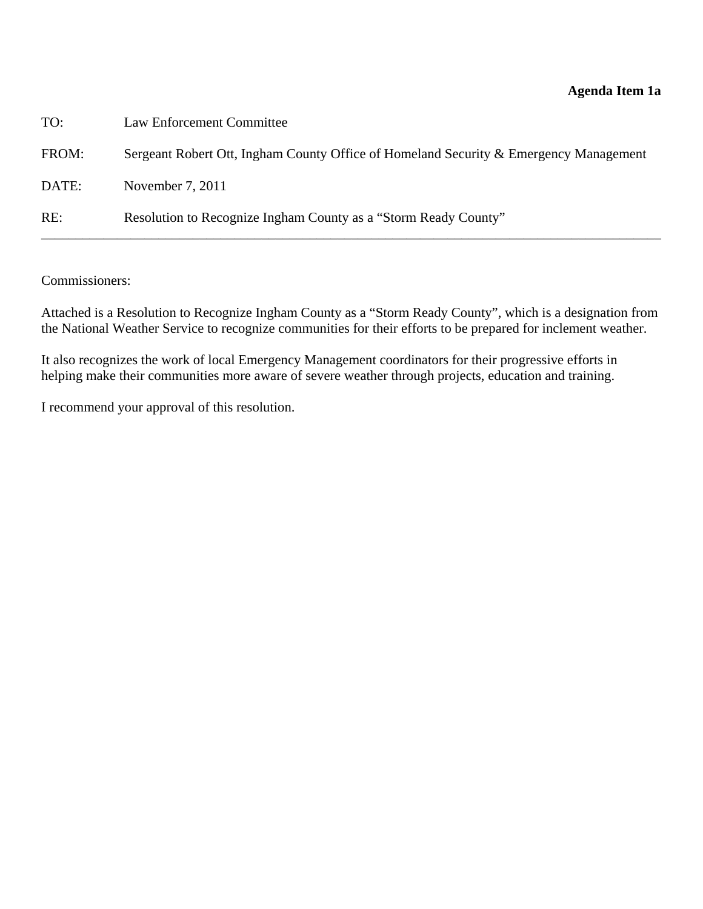**Agenda Item 1a**

TO: Law Enforcement Committee

FROM: Sergeant Robert Ott, Ingham County Office of Homeland Security & Emergency Management

DATE: November 7, 2011

RE: Resolution to Recognize Ingham County as a “Storm Ready County”

---

Commissioners:

Attached is a Resolution to Recognize Ingham County as a “Storm Ready County”, which is a designation from the National Weather Service to recognize communities for their efforts to be prepared for inclement weather.

It also recognizes the work of local Emergency Management coordinators for their progressive efforts in helping make their communities more aware of severe weather through projects, education and training.

I recommend your approval of this resolution.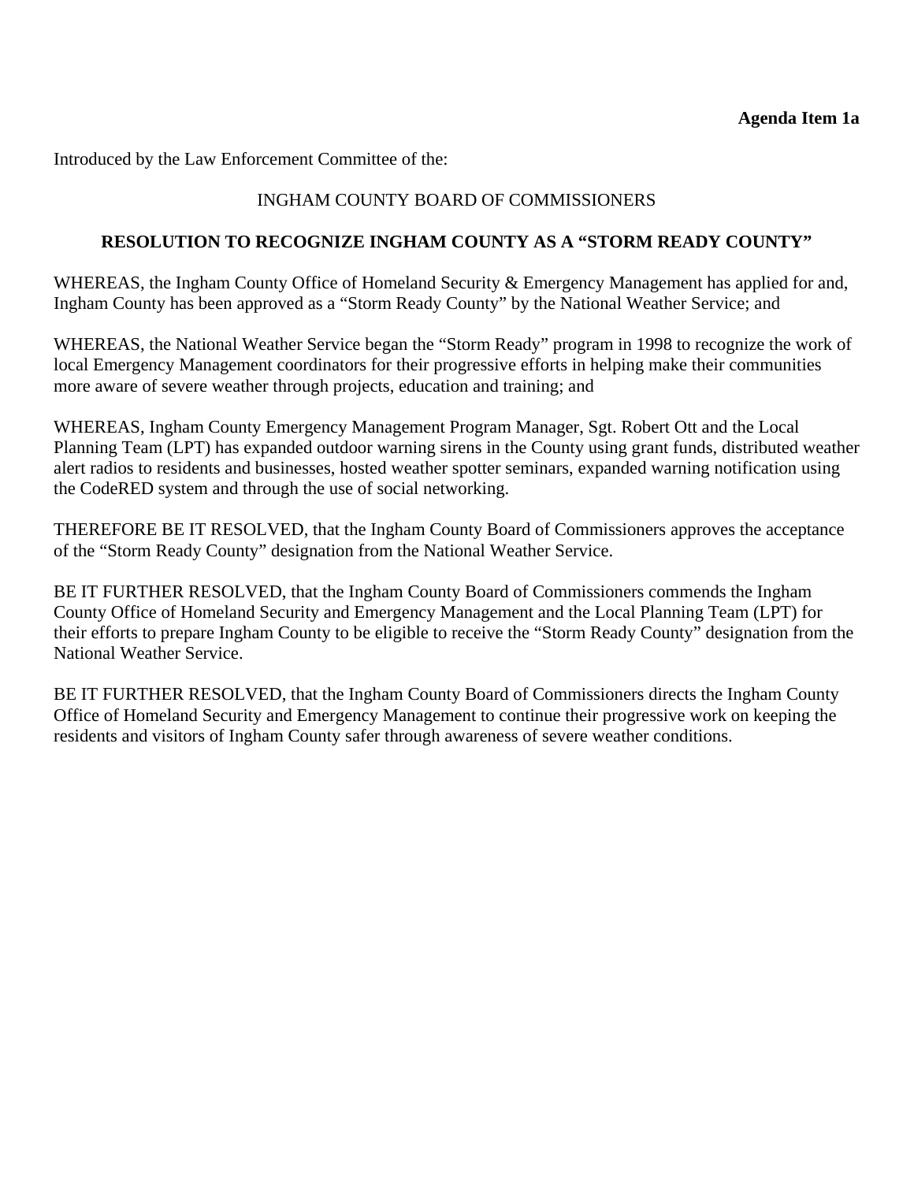**Agenda Item 1a**

Introduced by the Law Enforcement Committee of the:

INGHAM COUNTY BOARD OF COMMISSIONERS

**RESOLUTION TO RECOGNIZE INGHAM COUNTY AS A "STORM READY COUNTY"**

WHEREAS, the Ingham County Office of Homeland Security & Emergency Management has applied for and, Ingham County has been approved as a "Storm Ready County" by the National Weather Service; and

WHEREAS, the National Weather Service began the "Storm Ready" program in 1998 to recognize the work of local Emergency Management coordinators for their progressive efforts in helping make their communities more aware of severe weather through projects, education and training; and

WHEREAS, Ingham County Emergency Management Program Manager, Sgt. Robert Ott and the Local Planning Team (LPT) has expanded outdoor warning sirens in the County using grant funds, distributed weather alert radios to residents and businesses, hosted weather spotter seminars, expanded warning notification using the CodeRED system and through the use of social networking.

THEREFORE BE IT RESOLVED, that the Ingham County Board of Commissioners approves the acceptance of the "Storm Ready County" designation from the National Weather Service.

BE IT FURTHER RESOLVED, that the Ingham County Board of Commissioners commends the Ingham County Office of Homeland Security and Emergency Management and the Local Planning Team (LPT) for their efforts to prepare Ingham County to be eligible to receive the "Storm Ready County" designation from the National Weather Service.

BE IT FURTHER RESOLVED, that the Ingham County Board of Commissioners directs the Ingham County Office of Homeland Security and Emergency Management to continue their progressive work on keeping the residents and visitors of Ingham County safer through awareness of severe weather conditions.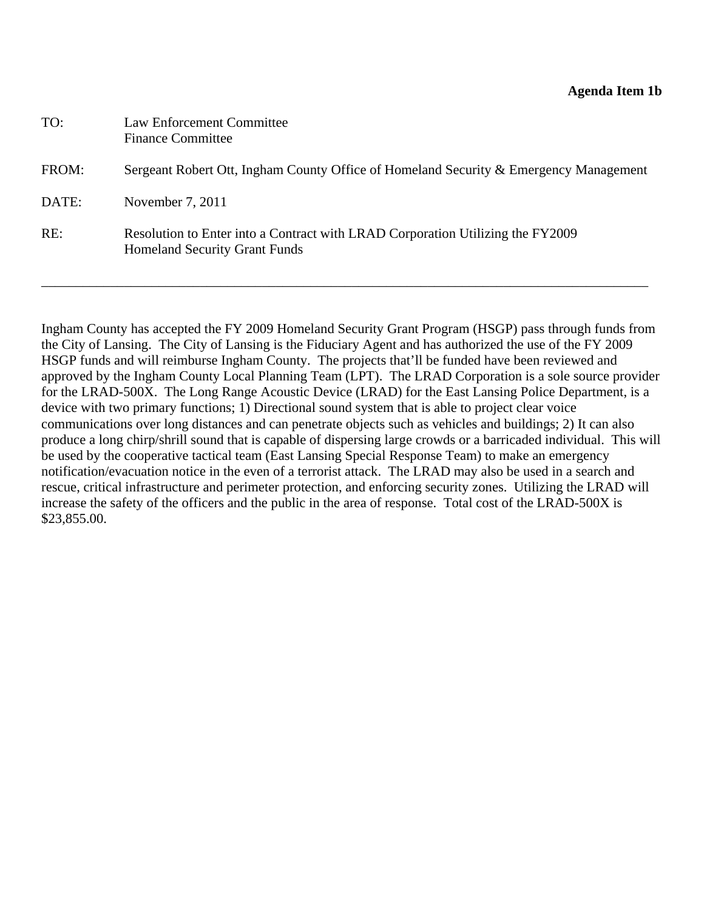**Agenda Item 1b**

TO: Law Enforcement Committee
Finance Committee

FROM: Sergeant Robert Ott, Ingham County Office of Homeland Security & Emergency Management

DATE: November 7, 2011

RE: Resolution to Enter into a Contract with LRAD Corporation Utilizing the FY2009 Homeland Security Grant Funds

---

Ingham County has accepted the FY 2009 Homeland Security Grant Program (HSGP) pass through funds from the City of Lansing. The City of Lansing is the Fiduciary Agent and has authorized the use of the FY 2009 HSGP funds and will reimburse Ingham County. The projects that'll be funded have been reviewed and approved by the Ingham County Local Planning Team (LPT). The LRAD Corporation is a sole source provider for the LRAD-500X. The Long Range Acoustic Device (LRAD) for the East Lansing Police Department, is a device with two primary functions; 1) Directional sound system that is able to project clear voice communications over long distances and can penetrate objects such as vehicles and buildings; 2) It can also produce a long chirp/shrill sound that is capable of dispersing large crowds or a barricaded individual. This will be used by the cooperative tactical team (East Lansing Special Response Team) to make an emergency notification/evacuation notice in the even of a terrorist attack. The LRAD may also be used in a search and rescue, critical infrastructure and perimeter protection, and enforcing security zones. Utilizing the LRAD will increase the safety of the officers and the public in the area of response. Total cost of the LRAD-500X is $23,855.00.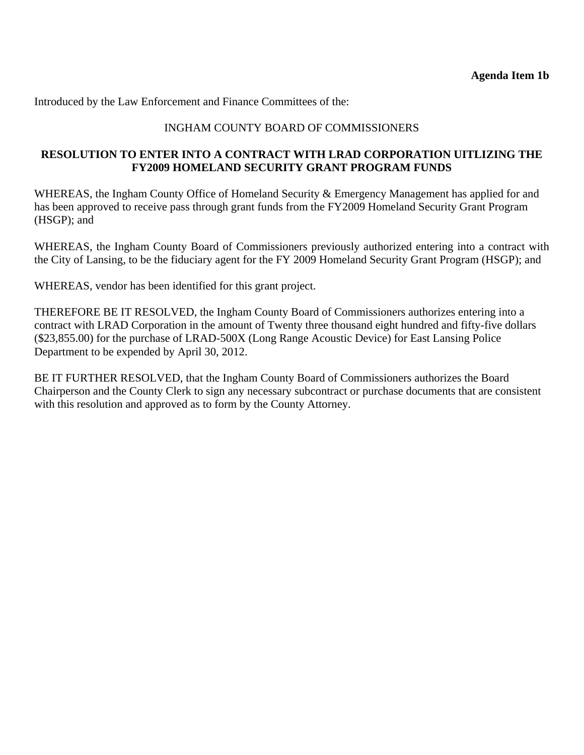**Agenda Item 1b**

Introduced by the Law Enforcement and Finance Committees of the:

INGHAM COUNTY BOARD OF COMMISSIONERS

**RESOLUTION TO ENTER INTO A CONTRACT WITH LRAD CORPORATION UITLIZING THE FY2009 HOMELAND SECURITY GRANT PROGRAM FUNDS**

WHEREAS, the Ingham County Office of Homeland Security & Emergency Management has applied for and has been approved to receive pass through grant funds from the FY2009 Homeland Security Grant Program (HSGP); and

WHEREAS, the Ingham County Board of Commissioners previously authorized entering into a contract with the City of Lansing, to be the fiduciary agent for the FY 2009 Homeland Security Grant Program (HSGP); and

WHEREAS, vendor has been identified for this grant project.

THEREFORE BE IT RESOLVED, the Ingham County Board of Commissioners authorizes entering into a contract with LRAD Corporation in the amount of Twenty three thousand eight hundred and fifty-five dollars ($23,855.00) for the purchase of LRAD-500X (Long Range Acoustic Device) for East Lansing Police Department to be expended by April 30, 2012.

BE IT FURTHER RESOLVED, that the Ingham County Board of Commissioners authorizes the Board Chairperson and the County Clerk to sign any necessary subcontract or purchase documents that are consistent with this resolution and approved as to form by the County Attorney.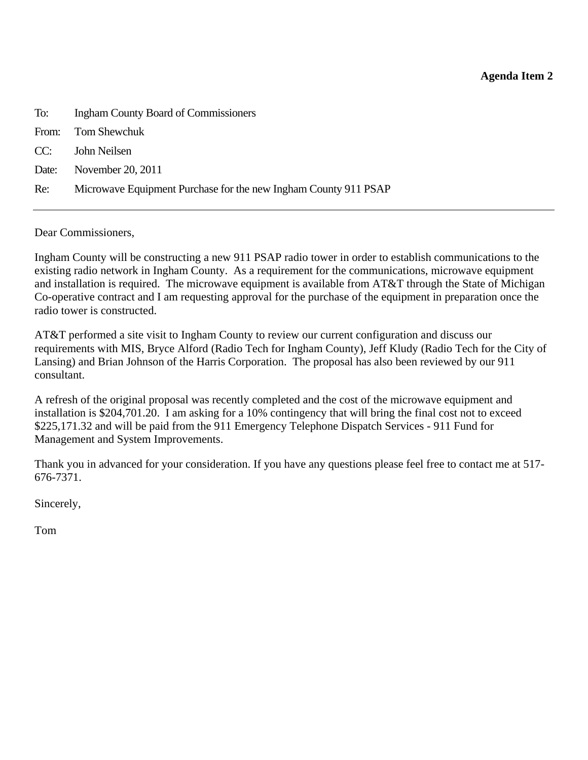**Agenda Item 2**

To: Ingham County Board of Commissioners

From: Tom Shewchuk

CC: John Neilsen

Date: November 20, 2011

Re: Microwave Equipment Purchase for the new Ingham County 911 PSAP

---

Dear Commissioners,

Ingham County will be constructing a new 911 PSAP radio tower in order to establish communications to the existing radio network in Ingham County. As a requirement for the communications, microwave equipment and installation is required. The microwave equipment is available from AT&T through the State of Michigan Co-operative contract and I am requesting approval for the purchase of the equipment in preparation once the radio tower is constructed.

AT&T performed a site visit to Ingham County to review our current configuration and discuss our requirements with MIS, Bryce Alford (Radio Tech for Ingham County), Jeff Kludy (Radio Tech for the City of Lansing) and Brian Johnson of the Harris Corporation. The proposal has also been reviewed by our 911 consultant.

A refresh of the original proposal was recently completed and the cost of the microwave equipment and installation is $204,701.20. I am asking for a 10% contingency that will bring the final cost not to exceed $225,171.32 and will be paid from the 911 Emergency Telephone Dispatch Services - 911 Fund for Management and System Improvements.

Thank you in advanced for your consideration. If you have any questions please feel free to contact me at 517-676-7371.

Sincerely,

Tom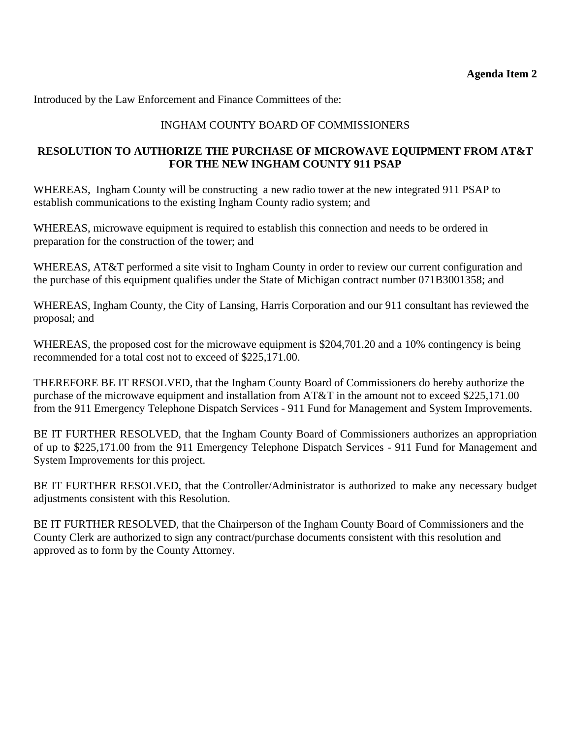**Agenda Item 2**

Introduced by the Law Enforcement and Finance Committees of the:

INGHAM COUNTY BOARD OF COMMISSIONERS

**RESOLUTION TO AUTHORIZE THE PURCHASE OF MICROWAVE EQUIPMENT FROM AT&T FOR THE NEW INGHAM COUNTY 911 PSAP**

WHEREAS, Ingham County will be constructing a new radio tower at the new integrated 911 PSAP to establish communications to the existing Ingham County radio system; and

WHEREAS, microwave equipment is required to establish this connection and needs to be ordered in preparation for the construction of the tower; and

WHEREAS, AT&T performed a site visit to Ingham County in order to review our current configuration and the purchase of this equipment qualifies under the State of Michigan contract number 071B3001358; and

WHEREAS, Ingham County, the City of Lansing, Harris Corporation and our 911 consultant has reviewed the proposal; and

WHEREAS, the proposed cost for the microwave equipment is $204,701.20 and a 10% contingency is being recommended for a total cost not to exceed of $225,171.00.

THEREFORE BE IT RESOLVED, that the Ingham County Board of Commissioners do hereby authorize the purchase of the microwave equipment and installation from AT&T in the amount not to exceed $225,171.00 from the 911 Emergency Telephone Dispatch Services - 911 Fund for Management and System Improvements.

BE IT FURTHER RESOLVED, that the Ingham County Board of Commissioners authorizes an appropriation of up to $225,171.00 from the 911 Emergency Telephone Dispatch Services - 911 Fund for Management and System Improvements for this project.

BE IT FURTHER RESOLVED, that the Controller/Administrator is authorized to make any necessary budget adjustments consistent with this Resolution.

BE IT FURTHER RESOLVED, that the Chairperson of the Ingham County Board of Commissioners and the County Clerk are authorized to sign any contract/purchase documents consistent with this resolution and approved as to form by the County Attorney.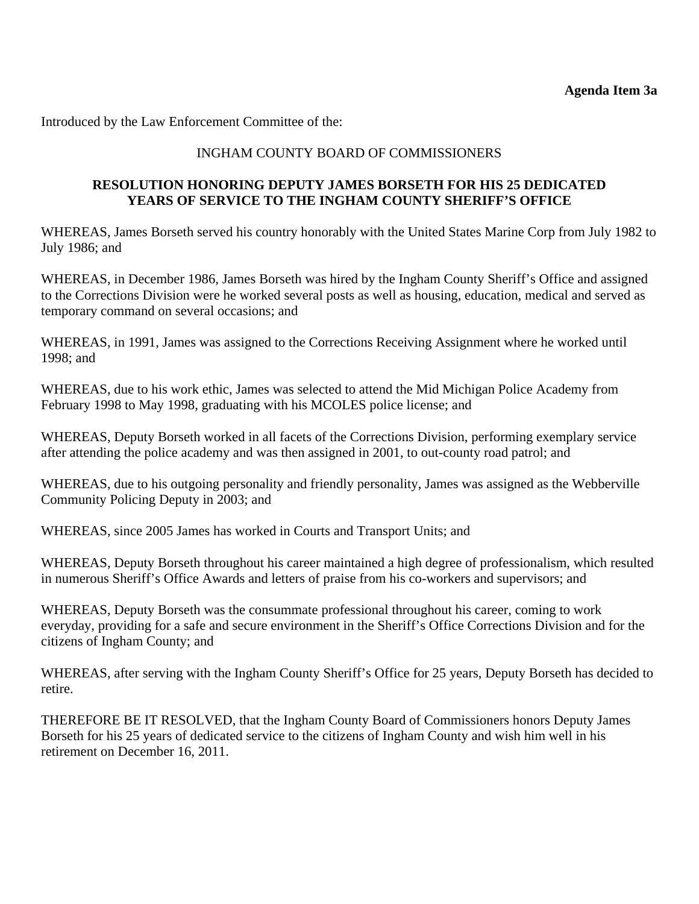**Agenda Item 3a**

Introduced by the Law Enforcement Committee of the:

INGHAM COUNTY BOARD OF COMMISSIONERS

**RESOLUTION HONORING DEPUTY JAMES BORSETH FOR HIS 25 DEDICATED YEARS OF SERVICE TO THE INGHAM COUNTY SHERIFF'S OFFICE**

WHEREAS, James Borseth served his country honorably with the United States Marine Corp from July 1982 to July 1986; and

WHEREAS, in December 1986, James Borseth was hired by the Ingham County Sheriff's Office and assigned to the Corrections Division were he worked several posts as well as housing, education, medical and served as temporary command on several occasions; and

WHEREAS, in 1991, James was assigned to the Corrections Receiving Assignment where he worked until 1998; and

WHEREAS, due to his work ethic, James was selected to attend the Mid Michigan Police Academy from February 1998 to May 1998, graduating with his MCOLES police license; and

WHEREAS, Deputy Borseth worked in all facets of the Corrections Division, performing exemplary service after attending the police academy and was then assigned in 2001, to out-county road patrol; and

WHEREAS, due to his outgoing personality and friendly personality, James was assigned as the Webberville Community Policing Deputy in 2003; and

WHEREAS, since 2005 James has worked in Courts and Transport Units; and

WHEREAS, Deputy Borseth throughout his career maintained a high degree of professionalism, which resulted in numerous Sheriff's Office Awards and letters of praise from his co-workers and supervisors; and

WHEREAS, Deputy Borseth was the consummate professional throughout his career, coming to work everyday, providing for a safe and secure environment in the Sheriff's Office Corrections Division and for the citizens of Ingham County; and

WHEREAS, after serving with the Ingham County Sheriff's Office for 25 years, Deputy Borseth has decided to retire.

THEREFORE BE IT RESOLVED, that the Ingham County Board of Commissioners honors Deputy James Borseth for his 25 years of dedicated service to the citizens of Ingham County and wish him well in his retirement on December 16, 2011.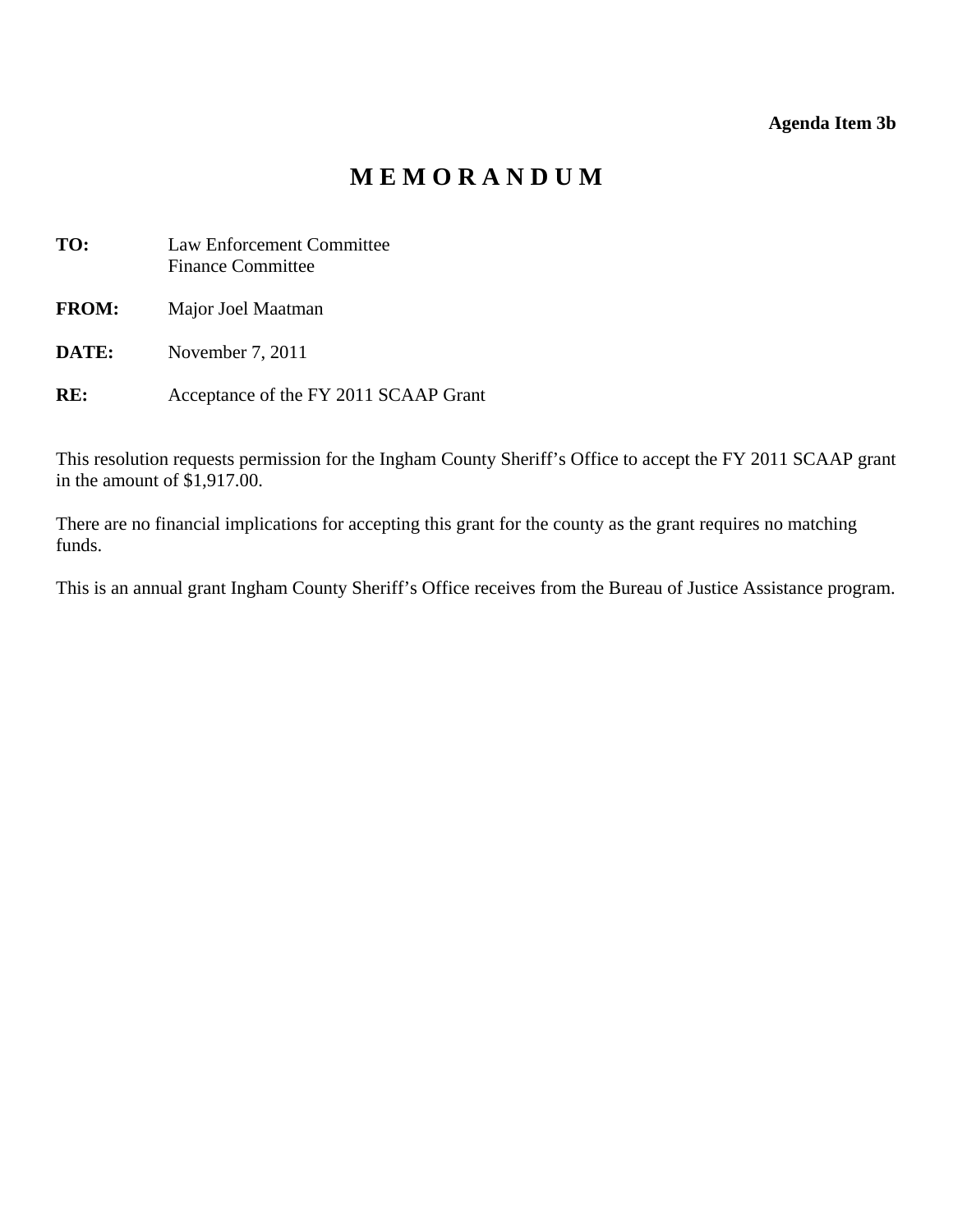**Agenda Item 3b**

# M E M O R A N D U M

**TO:** Law Enforcement Committee
Finance Committee

**FROM:** Major Joel Maatman

**DATE:** November 7, 2011

**RE:** Acceptance of the FY 2011 SCAAP Grant

This resolution requests permission for the Ingham County Sheriff's Office to accept the FY 2011 SCAAP grant in the amount of $1,917.00.

There are no financial implications for accepting this grant for the county as the grant requires no matching funds.

This is an annual grant Ingham County Sheriff's Office receives from the Bureau of Justice Assistance program.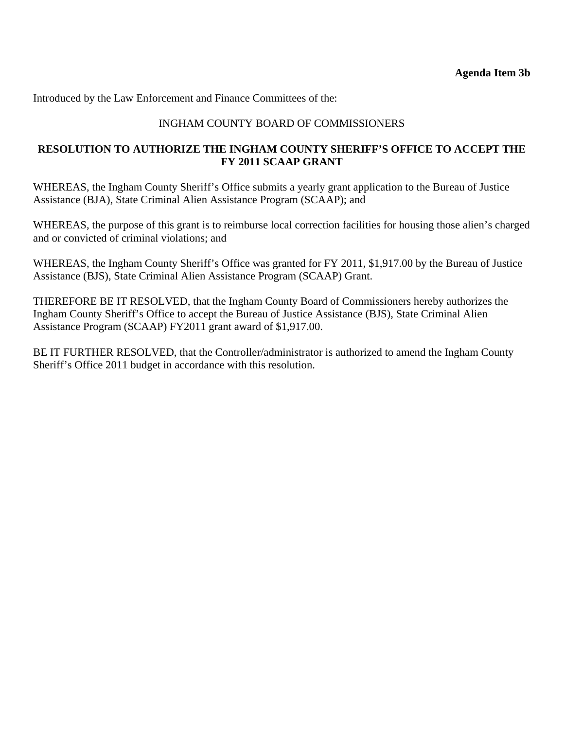**Agenda Item 3b**

Introduced by the Law Enforcement and Finance Committees of the:

INGHAM COUNTY BOARD OF COMMISSIONERS

**RESOLUTION TO AUTHORIZE THE INGHAM COUNTY SHERIFF'S OFFICE TO ACCEPT THE FY 2011 SCAAP GRANT**

WHEREAS, the Ingham County Sheriff's Office submits a yearly grant application to the Bureau of Justice Assistance (BJA), State Criminal Alien Assistance Program (SCAAP); and

WHEREAS, the purpose of this grant is to reimburse local correction facilities for housing those alien's charged and or convicted of criminal violations; and

WHEREAS, the Ingham County Sheriff's Office was granted for FY 2011, $1,917.00 by the Bureau of Justice Assistance (BJS), State Criminal Alien Assistance Program (SCAAP) Grant.

THEREFORE BE IT RESOLVED, that the Ingham County Board of Commissioners hereby authorizes the Ingham County Sheriff's Office to accept the Bureau of Justice Assistance (BJS), State Criminal Alien Assistance Program (SCAAP) FY2011 grant award of $1,917.00.

BE IT FURTHER RESOLVED, that the Controller/administrator is authorized to amend the Ingham County Sheriff's Office 2011 budget in accordance with this resolution.